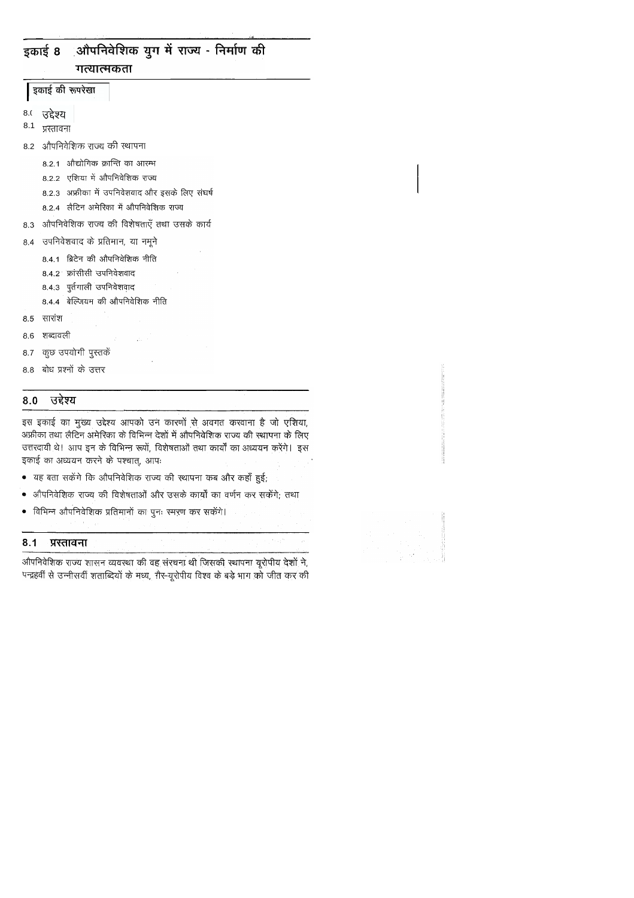# इकाई 8 औपनिवेशिक युग में राज्य - निर्माण की गत्यात्मकता

**इकाई की रूपरेखा**

- 8.0 उद्देश्य
- 8.1 प्रस्तावना
- 8.2 औपनिवेशिक राज्य की स्थापना
  - 8.2.1 औद्योगिक क्रान्ति का आरम्भ
  - 8.2.2 एशिया में औपनिवेशिक राज्य
  - 8.2.3 अफ्रीका में उपनिवेशवाद और इसके लिए संघर्ष
  - 8.2.4 लैटिन अमेरिका में औपनिवेशिक राज्य
- 8.3 औपनिवेशिक राज्य की विशेषताएँ तथा उसके कार्य
- 8.4 उपनिवेशवाद के प्रतिमान, या नमूने
  - 8.4.1 ब्रिटेन की औपनिवेशिक नीति
  - 8.4.2 फ्रांसीसी उपनिवेशवाद
  - 8.4.3 पुर्तगाली उपनिवेशवाद
  - 8.4.4 बेल्जियम की औपनिवेशिक नीति
- 8.5 सारांश
- 8.6 शब्दावली
- 8.7 कुछ उपयोगी पुस्तकें
- 8.8 बोध प्रश्नों के उत्तर

## 8.0 उद्देश्य

इस इकाई का मुख्य उद्देश्य आपको उन कारणों से अवगत करवाना है जो एशिया, अफ्रीका तथा लैटिन अमेरिका के विभिन्न देशों में औपनिवेशिक राज्य की स्थापना के लिए उत्तरदायी थे। आप इन के विभिन्न रूपों, विशेषताओं तथा कार्यों का अध्ययन करेंगे। इस इकाई का अध्ययन करने के पश्चात्, आपः

- यह बता सकेंगे कि औपनिवेशिक राज्य की स्थापना कब और कहाँ हुई;
- औपनिवेशिक राज्य की विशेषताओं और उसके कार्यों का वर्णन कर सकेंगे; तथा
- विभिन्न औपनिवेशिक प्रतिमानों का पुनः स्मरण कर सकेंगे।

## 8.1 प्रस्तावना

औपनिवेशिक राज्य शासन व्यवस्था की वह संरचना थी जिसकी स्थापना यूरोपीय देशों ने, पन्द्रहवीं से उन्नीसवीं शताब्दियों के मध्य, ग़ैर-यूरोपीय विश्व के बड़े भाग को जीत कर की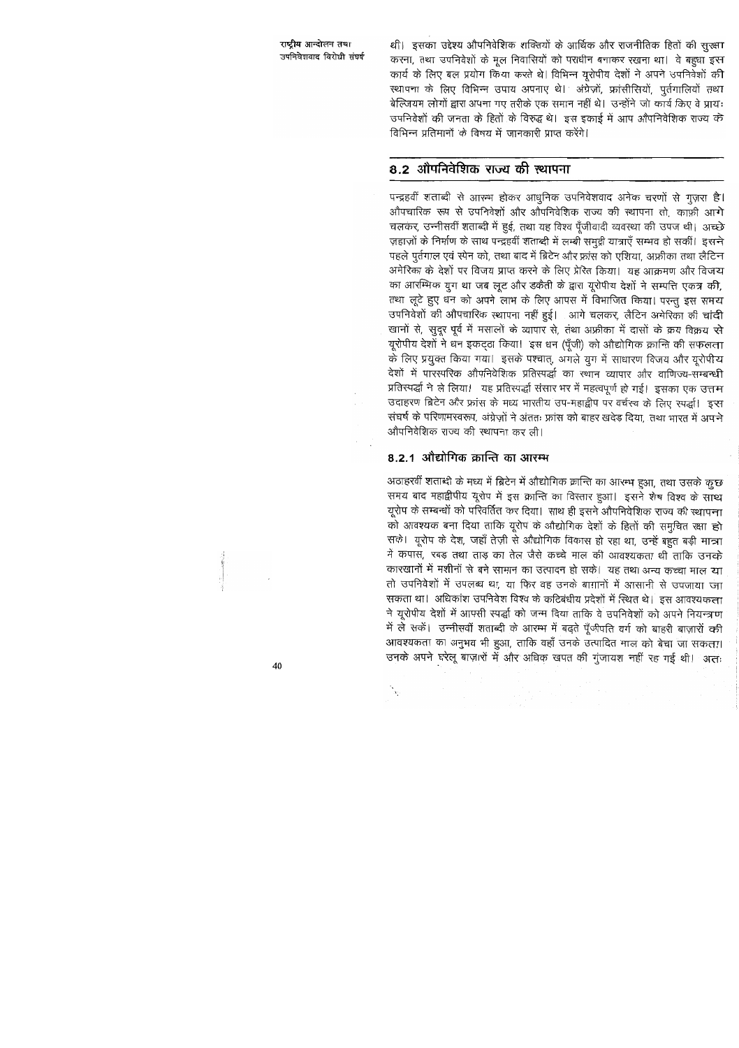थी। इसका उद्देश्य औपनिवेशिक शक्तियों के आर्थिक और राजनीतिक हितों की सुरक्षा करना, तथा उपनिवेशों के मूल निवासियों को पराधीन बनाकर रखना था। वे बहुधा इस कार्य के लिए बल प्रयोग किया करते थे। विभिन्न यूरोपीय देशों ने अपने उपनिवेशों की स्थापना के लिए विभिन्न उपाय अपनाए थे। अंग्रेज़ों, फ्रांसीसियों, पुर्तगालियों तथा बेल्जियम लोगों द्वारा अपना गए तरीके एक समान नहीं थे। उन्होंने जो कार्य किए वे प्रायः उपनिवेशों की जनता के हितों के विरुद्ध थे। इस इकाई में आप औपनिवेशिक राज्य के विभिन्न प्रतिमानों के विषय में जानकारी प्राप्त करेंगे।

## 8.2 औपनिवेशिक राज्य की स्थापना

पन्द्रहवीं शताब्दी से आरम्भ होकर आधुनिक उपनिवेशवाद अनेक चरणों से गुज़रा है। औपचारिक रूप से उपनिवेशों और औपनिवेशिक राज्य की स्थापना तो, काफ़ी आगे चलकर, उन्नीसवीं शताब्दी में हुई, तथा यह विश्व पूँजीवादी व्यवस्था की उपज थी। अच्छे ज़हाज़ों के निर्माण के साथ पन्द्रहवीं शताब्दी में लम्बी समुद्री यात्राएँ सम्भव हो सकीं। इसने पहले पुर्तगाल एवं स्पेन को, तथा बाद में ब्रिटेन और फ्रांस को एशिया, अफ्रीका तथा लैटिन अमेरिका के देशों पर विजय प्राप्त करने के लिए प्रेरित किया। यह आक्रमण और विजय का आरम्भिक युग था जब लूट और डकैती के द्वारा यूरोपीय देशों ने सम्पत्ति एकत्र की, तथा लूटे हुए धन को अपने लाभ के लिए आपस में विभाजित किया। परन्तु इस समय उपनिवेशों की औपचारिक स्थापना नहीं हुई। आगे चलकर, लैटिन अमेरिका की चांदी खानों से, सुदूर पूर्व में मसालों के व्यापार से, तथा अफ्रीका में दासों के क्रय विक्रय से यूरोपीय देशों ने धन इकट्ठा किया। इस धन (पूँजी) को औद्योगिक क्रान्ति की सफलता के लिए प्रयुक्त किया गया। इसके पश्चात्, अगले युग में साधारण विजय और यूरोपीय देशों में पारस्परिक औपनिवेशिक प्रतिस्पर्द्धा का स्थान व्यापार और वाणिज्य-सम्बन्धी प्रतिस्पर्द्धा ने ले लिया। यह प्रतिस्पर्द्धा संसार भर में महत्वपूर्ण हो गई। इसका एक उत्तम उदाहरण ब्रिटेन और फ्रांस के मध्य भारतीय उप-महाद्वीप पर वर्चस्व के लिए स्पर्द्धा। इस संघर्ष के परिणामस्वरूप, अंग्रेज़ों ने अंततः फ्रांस को बाहर खदेड़ दिया, तथा भारत में अपने औपनिवेशिक राज्य की स्थापना कर ली।

### 8.2.1 औद्योगिक क्रान्ति का आरम्भ

अठारहवीं शताब्दी के मध्य में ब्रिटेन में औद्योगिक क्रान्ति का आरम्भ हुआ, तथा उसके कुछ समय बाद महाद्वीपीय यूरोप में इस क्रान्ति का विस्तार हुआ। इसने शेष विश्व के साथ यूरोप के सम्बन्धों को परिवर्तित कर दिया। साथ ही इसने औपनिवेशिक राज्य की स्थापना को आवश्यक बना दिया ताकि यूरोप के औद्योगिक देशों के हितों की समुचित रक्षा हो सके। यूरोप के देश, जहाँ तेज़ी से औद्योगिक विकास हो रहा था, उन्हें बहुत बड़ी मात्रा में कपास, रबड़ तथा ताड़ का तेल जैसे कच्चे माल की आवश्यकता थी ताकि उनके कारखानों में मशीनों से बने सामान का उत्पादन हो सके। यह तथा अन्य कच्चा माल या तो उपनिवेशों में उपलब्ध था, या फिर वह उनके बागानों में आसानी से उपजाया जा सकता था। अधिकांश उपनिवेश विश्व के कटिबंधीय प्रदेशों में स्थित थे। इस आवश्यकता ने यूरोपीय देशों में आपसी स्पर्द्धा को जन्म दिया ताकि वे उपनिवेशों को अपने नियन्त्रण में ले सकें। उन्नीसवीं शताब्दी के आरम्भ में बढ़ते पूँजीपति वर्ग को बाहरी बाज़ारों की आवश्यकता का अनुभव भी हुआ, ताकि वहाँ उनके उत्पादित माल को बेचा जा सकता। उनके अपने घरेलू बाज़ारों में और अधिक खपत की गुंजायश नहीं रह गई थी। अतः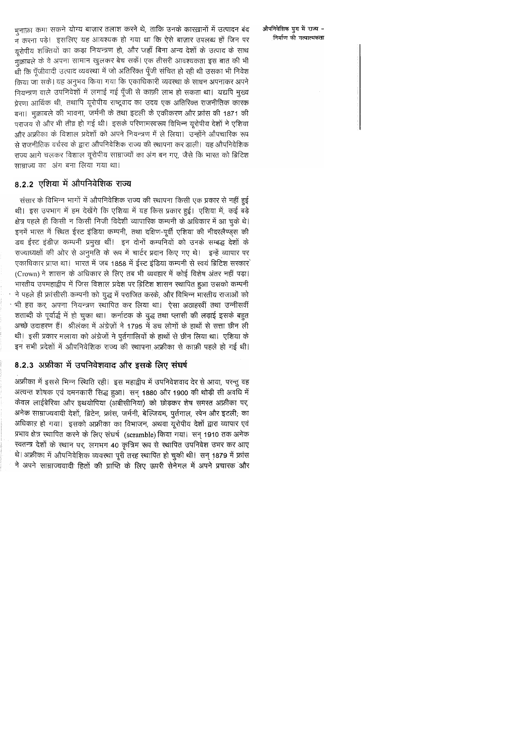मुनाफ़ा कमा सकने योग्य बाज़ार तलाश करने थे, ताकि उनके कारख़ानों में उत्पादन बंद न करना पड़े। इसलिए यह आवश्यक हो गया था कि ऐसे बाज़ार उपलब्ध हों जिन पर यूरोपीय शक्तियों का कड़ा नियन्त्रण हो, और जहाँ बिना अन्य देशों के उत्पाद के साथ मुक़ाबले के वे अपना सामान खुलकर बेच सकें। एक तीसरी आवश्यकता इस बात की भी थी कि पूँजीवादी उत्पाद व्यवस्था में जो अतिरिक्त पूँजी संचित हो रही थी उसका भी निवेश किया जा सके। यह अनुभव किया गया कि एकाधिकारी व्यवस्था के साधन अपनाकर अपने नियन्त्रण वाले उपनिवेशों में लगाई गई पूँजी से काफ़ी लाभ हो सकता था। यद्यपि मुख्य प्रेरणा आर्थिक थी, तथापि यूरोपीय राष्ट्रवाद का उदय एक अतिरिक्त राजनीतिक कारक बना। मुक़ाबले की भावना, जर्मनी के तथा इटली के एकीकरण और फ्रांस की 1871 की पराजय से और भी तीव्र हो गई थी। इसके परिणामस्वरूप विभिन्न यूरोपीय देशों ने एशिया और अफ़्रीका के विशाल प्रदेशों को अपने नियन्त्रण में ले लिया। उन्होंने औपचारिक रूप से राजनीतिक वर्चस्व के द्वारा औपनिवेशिक राज्य की स्थापना कर डाली। यह औपनिवेशिक राज्य आगे चलकर विशाल यूरोपीय साम्राज्यों का अंग बन गए, जैसे कि भारत को ब्रिटिश साम्राज्य का अंग बना लिया गया था।

## 8.2.2 एशिया में औपनिवेशिक राज्य

संसार के विभिन्न भागों में औपनिवेशिक राज्य की स्थापना किसी एक प्रकार से नहीं हुई थी। इस उपभाग में हम देखेंगे कि एशिया में यह किस प्रकार हुई। एशिया में, कई बड़े क्षेत्र पहले ही किसी न किसी निजी विदेशी व्यापारिक कम्पनी के अधिकार में आ चुके थे। इनमें भारत में स्थित ईस्ट इंडिया कम्पनी, तथा दक्षिण-पूर्वी एशिया की नीदरलैण्ड्स की डच ईस्ट इंडीज़ कम्पनी प्रमुख थीं। इन दोनों कम्पनियों को उनके सम्बद्ध देशों के राज्याध्यक्षों की ओर से अनुमति के रूप में चार्टर प्रदान किए गए थे। इन्हें व्यापार पर एकाधिकार प्राप्त था। भारत में जब 1858 में ईस्ट इंडिया कम्पनी से स्वयं ब्रिटिश सरकार (Crown) ने शासन के अधिकार ले लिए तब भी व्यवहार में कोई विशेष अंतर नहीं पड़ा। भारतीय उपमहाद्वीप में जिस विशाल प्रदेश पर ब्रिटिश शासन स्थापित हुआ उसको कम्पनी ने पहले ही फ्रांसीसी कम्पनी को युद्ध में पराजित करके, और विभिन्न भारतीय राजाओं को भी हरा कर, अपना नियन्त्रण स्थापित कर लिया था। ऐसा अठारहवीं तथा उन्नीसवीं शताब्दी के पूर्वार्द्ध में हो चुका था। कर्नाटक के युद्ध तथा प्लासी की लड़ाई इसके बहुत अच्छे उदाहरण हैं। श्रीलंका में अंग्रेज़ों ने 1795 में डच लोगों के हाथों से सत्ता छीन ली थी। इसी प्रकार मलाया को अंग्रेजों ने पुर्तगालियों के हाथों से छीन लिया था। एशिया के इन सभी प्रदेशों में औपनिवेशिक राज्य की स्थापना अफ़्रीका से काफ़ी पहले हो गई थी।

## 8.2.3 अफ़्रीका में उपनिवेशवाद और इसके लिए संघर्ष

अफ़्रीका में इससे भिन्न स्थिति रही। इस महाद्वीप में उपनिवेशवाद देर से आया, परन्तु वह अत्यन्त शोषक एवं दमनकारी सिद्ध हुआ। सन् 1880 और 1900 की थोड़ी सी अवधि में केवल लाईबेरिया और इथयोपिया (अबीसीनिया) को छोड़कर शेष समस्त अफ़्रीका पर, अनेक साम्राज्यवादी देशों, ब्रिटेन, फ्रांस, जर्मनी, बेल्जियम, पुर्तगाल, स्पेन और इटली; का अधिकार हो गया। इसको अफ़्रीका का विभाजन, अथवा यूरोपीय देशों द्वारा व्यापार एवं प्रभाव क्षेत्र स्थापित करने के लिए संघर्ष (scramble) किया गया। सन् 1910 तक अनेक स्वतन्त्र देशों के स्थान पर, लगभग 40 कृत्रिम रूप से स्थापित उपनिवेश उभर कर आए थे। अफ़्रीका में औपनिवेशिक व्यवस्था पूरी तरह स्थापित हो चुकी थी। सन् 1879 में फ्रांस ने अपने साम्राज्यवादी हितों की प्राप्ति के लिए ऊपरी सेनेगल में अपने प्रचारक और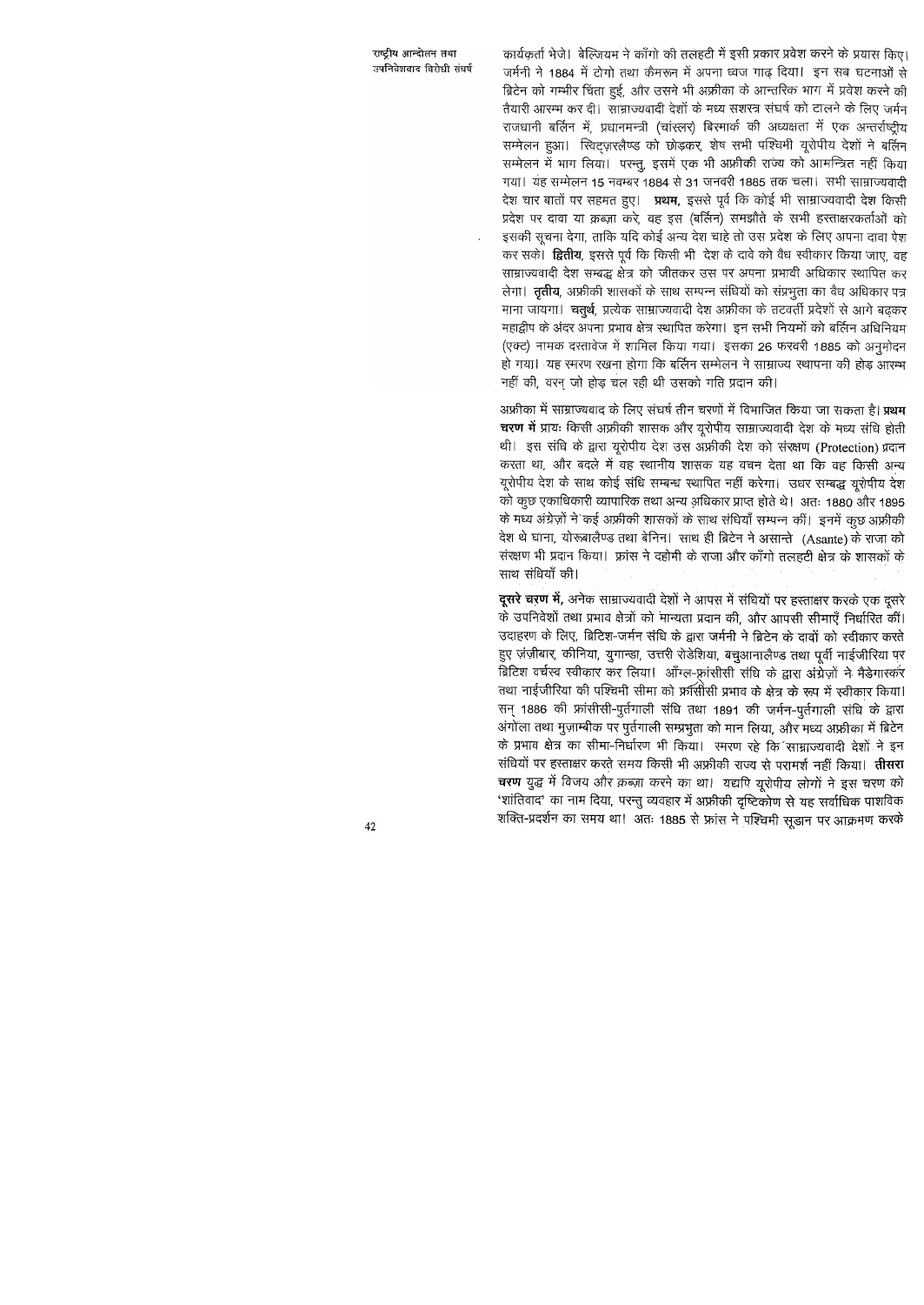कार्यकर्ता भेजे। बेल्जियम ने काँगो की तलहटी में इसी प्रकार प्रवेश करने के प्रयास किए। जर्मनी ने 1884 में टोगो तथा कैमरून में अपना ध्वज गाढ़ दिया। इन सब घटनाओं से ब्रिटेन को गम्भीर चिंता हुई, और उसने भी अफ्रीका के आन्तरिक भाग में प्रवेश करने की तैयारी आरम्भ कर दी। साम्राज्यवादी देशों के मध्य सशस्त्र संघर्ष को टालने के लिए जर्मन राजधानी बर्लिन में, प्रधानमन्त्री (चांसलर) बिस्मार्क की अध्यक्षता में एक अन्तर्राष्ट्रीय सम्मेलन हुआ। स्विट्ज़रलैण्ड को छोड़कर, शेष सभी पश्चिमी यूरोपीय देशों ने बर्लिन सम्मेलन में भाग लिया। परन्तु, इसमें एक भी अफ्रीकी राज्य को आमन्त्रित नहीं किया गया। यह सम्मेलन 15 नवम्बर 1884 से 31 जनवरी 1885 तक चला। सभी साम्राज्यवादी देश चार बातों पर सहमत हुए। **प्रथम,** इससे पूर्व कि कोई भी साम्राज्यवादी देश किसी प्रदेश पर दावा या क़ब्ज़ा करे, वह इस (बर्लिन) समझौते के सभी हस्ताक्षरकर्ताओं को इसकी सूचना देगा, ताकि यदि कोई अन्य देश चाहे तो उस प्रदेश के लिए अपना दावा पेश कर सके। **द्वितीय,** इससे पूर्व कि किसी भी देश के दावे को वैध स्वीकार किया जाए, वह साम्राज्यवादी देश सम्बद्ध क्षेत्र को जीतकर उस पर अपना प्रभावी अधिकार स्थापित कर लेगा। **तृतीय,** अफ्रीकी शासकों के साथ सम्पन्न संधियों को संप्रभुता का वैध अधिकार पत्र माना जायगा। **चतुर्थ,** प्रत्येक साम्राज्यवादी देश अफ्रीका के तटवर्ती प्रदेशों से आगे बढ़कर महाद्वीप के अंदर अपना प्रभाव क्षेत्र स्थापित करेगा। इन सभी नियमों को बर्लिन अधिनियम (एक्ट) नामक दस्तावेज में शामिल किया गया। इसका 26 फरवरी 1885 को अनुमोदन हो गया। यह स्मरण रखना होगा कि बर्लिन सम्मेलन ने साम्राज्य स्थापना की होड़ आरम्भ नहीं की, वरन् जो होड़ चल रही थी उसको गति प्रदान की।

अफ्रीका में साम्राज्यवाद के लिए संघर्ष तीन चरणों में विभाजित किया जा सकता है। **प्रथम चरण में** प्रायः किसी अफ्रीकी शासक और यूरोपीय साम्राज्यवादी देश के मध्य संधि होती थी। इस संधि के द्वारा यूरोपीय देश उस अफ्रीकी देश को संरक्षण (Protection) प्रदान करता था, और बदले में वह स्थानीय शासक यह वचन देता था कि वह किसी अन्य यूरोपीय देश के साथ कोई संधि सम्बन्ध स्थापित नहीं करेगा। उधर सम्बद्ध यूरोपीय देश को कुछ एकाधिकारी व्यापारिक तथा अन्य अधिकार प्राप्त होते थे। अतः 1880 और 1895 के मध्य अंग्रेज़ों ने कई अफ्रीकी शासकों के साथ संधियाँ सम्पन्न कीं। इनमें कुछ अफ्रीकी देश थे घाना, योरूबालैण्ड तथा बेनिन। साथ ही ब्रिटेन ने असान्ते (Asante) के राजा को संरक्षण भी प्रदान किया। फ्रांस ने दहोमी के राजा और काँगो तलहटी क्षेत्र के शासकों के साथ संधियाँ कीं।

**दूसरे चरण में,** अनेक साम्राज्यवादी देशों ने आपस में संधियों पर हस्ताक्षर करके एक दूसरे के उपनिवेशों तथा प्रभाव क्षेत्रों को मान्यता प्रदान की, और आपसी सीमाएँ निर्धारित कीं। उदाहरण के लिए, ब्रिटिश-जर्मन संधि के द्वारा जर्मनी ने ब्रिटेन के दावों को स्वीकार करते हुए ज़ंज़ीबार, कीनिया, युगान्डा, उत्तरी रोडेशिया, बचुआनालैण्ड तथा पूर्वी नाईजीरिया पर ब्रिटिश वर्चस्व स्वीकार कर लिया। आँग्ल-फ्रांसीसी संधि के द्वारा अंग्रेज़ों ने मैडेगास्कर तथा नाईजीरिया की पश्चिमी सीमा को फ्रांसीसी प्रभाव के क्षेत्र के रूप में स्वीकार किया। सन् 1886 की फ्रांसीसी-पुर्तगाली संधि तथा 1891 की जर्मन-पुर्तगाली संधि के द्वारा अंगोला तथा मुज़ाम्बीक पर पुर्तगाली सम्प्रभुता को मान लिया, और मध्य अफ्रीका में ब्रिटेन के प्रभाव क्षेत्र का सीमा-निर्धारण भी किया। स्मरण रहे कि साम्राज्यवादी देशों ने इन संधियों पर हस्ताक्षर करते समय किसी भी अफ्रीकी राज्य से परामर्श नहीं किया। **तीसरा चरण** युद्ध में विजय और क़ब्ज़ा करने का था। यद्यपि यूरोपीय लोगों ने इस चरण को 'शांतिवाद' का नाम दिया, परन्तु व्यवहार में अफ्रीकी दृष्टिकोण से यह सर्वाधिक पाशविक शक्ति-प्रदर्शन का समय था। अतः 1885 से फ्रांस ने पश्चिमी सूडान पर आक्रमण करके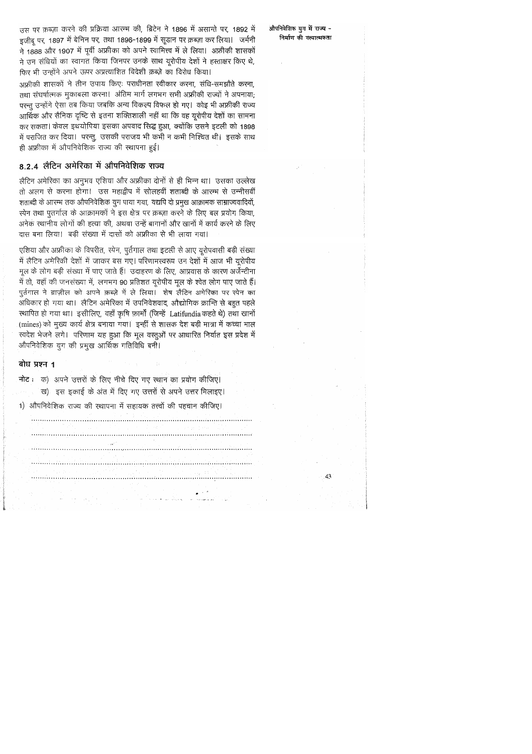उस पर क़ब्ज़ा करने की प्रक्रिया आरम्भ की, ब्रिटेन ने 1896 में असान्ते पर, 1892 में इजीबू पर, 1897 में बेनिन पर, तथा 1896-1899 में सूडान पर क़ब्ज़ा कर लिया। जर्मनी ने 1888 और 1907 में पूर्वी अफ़्रीका को अपने स्वामित्त्व में ले लिया। अफ़्रीकी शासकों ने उन संधियों का स्वागत किया जिनपर उनके साथ यूरोपीय देशों ने हस्ताक्षर किए थे, फिर भी उन्होंने अपने ऊपर अप्रत्याशित विदेशी क़ब्ज़े का विरोध किया।

अफ़्रीकी शासकों ने तीन उपाय किए: पराधीनता स्वीकार करना, संधि-समझौते करना, तथा संघर्षात्मक मुकाबला करना। अंतिम मार्ग लगभग सभी अफ़्रीकी राज्यों ने अपनाया; परन्तु उन्होंने ऐसा तब किया जबकि अन्य विकल्प विफल हो गए। कोइ भी अफ़्रीकी राज्य आर्थिक और सैनिक दृष्टि से इतना शक्तिशाली नहीं था कि वह यूरोपीय देशों का सामना कर सकता। केवल इथ्योपिया इसका अपवाद सिद्ध हुआ, क्योंकि उसने इटली को 1898 में पराजित कर दिया। परन्तु, उसकी पराजय भी कभी न कभी निश्चित थी। इसके साथ ही अफ़्रीका में औपनिवेशिक राज्य की स्थापना हुई।

### 8.2.4 लैटिन अमेरिका में औपनिवेशिक राज्य

लैटिन अमेरिका का अनुभव एशिया और अफ़्रीका दोनों से ही भिन्न था। उसका उल्लेख तो अलग से करना होगा। उस महाद्वीप में सोलहवीं शताब्दी के आरम्भ से उन्नीसवीं शताब्दी के आरम्भ तक औपनिवेशिक युग पाया गया, यद्यपि दो प्रमुख आक्रामक साम्राज्यवादियों, स्पेन तथा पुर्तगाल के आक्रामकों ने इस क्षेत्र पर क़ब्ज़ा करने के लिए बल प्रयोग किया, अनेक स्थानीय लोगों की हत्या की, अथवा उन्हें बागानों और खानों में कार्य करने के लिए दास बना लिया। बड़ी संख्या में दासों को अफ़्रीका से भी लाया गया।

एशिया और अफ़्रीका के विपरीत, स्पेन, पुर्तगाल तथा इटली से आए यूरोपवासी बड़ी संख्या में लैटिन अमेरिकी देशों में जाकर बस गए। परिणामस्वरूप उन देशों में आज भी यूरोपीय मूल के लोग बड़ी संख्या में पाए जाते हैं। उदाहरण के लिए, आप्रवास के कारण अर्जेन्टीना में तो, वहाँ की जनसंख्या में, लगभग 90 प्रतिशत यूरोपीय मूल के श्वेत लोग पाए जाते हैं। पुर्तगाल ने ब्राज़ील को अपने क़ब्ज़े में ले लिया। शेष लैटिन अमेरिका पर स्पेन का अधिकार हो गया था। लैटिन अमेरिका में उपनिवेशवाद, औद्योगिक क्रान्ति से बहुत पहले स्थापित हो गया था। इसीलिए, वहाँ कृषि फ़ार्मों (जिन्हें Latifundia कहते थे) तथा खानों (mines) को मुख्य कार्य क्षेत्र बनाया गया। इन्हीं से शासक देश बड़ी मात्रा में कच्चा माल स्वदेश भेजने लगे। परिणाम यह हुआ कि मूल वस्तुओं पर आधारित निर्यात इस प्रदेश में औपनिवेशिक युग की प्रमुख आर्थिक गतिविधि बनी।

### बोध प्रश्न 1

**नोट :** क) अपने उत्तरों के लिए नीचे दिए गए स्थान का प्रयोग कीजिए।

ख) इस इकाई के अंत में दिए गए उत्तरों से अपने उत्तर मिलाइए।

1) औपनिवेशिक राज्य की स्थापना में सहायक तत्त्वों की पहचान कीजिए।

..........................................................................................................

..........................................................................................................

..........................................................................................................

..........................................................................................................

..........................................................................................................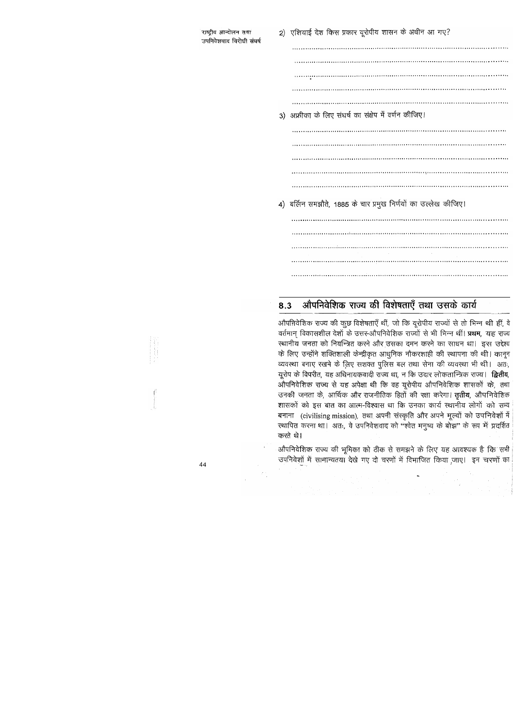2) एशियाई देश किस प्रकार यूरोपीय शासन के अधीन आ गए?

......................................................................................................

......................................................................................................

......................................................................................................

......................................................................................................

......................................................................................................

3) अफ्रीका के लिए संघर्ष का संक्षेप में वर्णन कीजिए।

......................................................................................................

......................................................................................................

......................................................................................................

......................................................................................................

......................................................................................................

4) बर्लिन समझौते, 1885 के चार प्रमुख निर्णयों का उल्लेख कीजिए।

......................................................................................................

......................................................................................................

......................................................................................................

......................................................................................................

......................................................................................................

## 8.3 औपनिवेशिक राज्य की विशेषताएँ तथा उसके कार्य

औपनिवेशिक राज्य की कुछ विशेषताएँ थीं, जो कि यूरोपीय राज्यों से तो भिन्न थी हीं, वे वर्तमान् विकासशील देशों के उत्तर-औपनिवेशिक राज्यों से भी भिन्न थीं। **प्रथम,** यह राज्य स्थानीय जनता को नियन्त्रित करने और उसका दमन करने का साधन था। इस उद्देश्य के लिए उन्होंने शक्तिशाली केन्द्रीकृत आधुनिक नौकरशाही की स्थापना की थी। कानून व्यवस्था बनाए रखने के लिए सशक्त पुलिस बल तथा सेना की व्यवस्था भी थी। अतः, यूरोप के विपरीत, यह अधिनायकवादी राज्य था, न कि उदार लोकतान्त्रिक राज्य। **द्वितीय,** औपनिवेशिक राज्य से यह अपेक्षा थी कि वह यूरोपीय औपनिवेशिक शासकों के, तथा उनकी जनता के, आर्थिक और राजनीतिक हितों की रक्षा करेगा। **तृतीय,** औपनिवेशिक शासकों को इस बात का आत्म-विश्वास था कि उनका कार्य स्थानीय लोगों को सभ्य बनाना (civilising mission), तथा अपनी संस्कृति और अपने मूल्यों को उपनिवेशों में स्थापित करना था। अतः, वे उपनिवेशवाद को "श्वेत मनुष्य के बोझ" के रूप में प्रदर्शित करते थे।

औपनिवेशिक राज्य की भूमिका को ठीक से समझने के लिए यह आवश्यक है कि सभी उपनिवेशों में सामान्यतया देखे गए दो चरणों में विभाजित किया जाए। इन चरणों का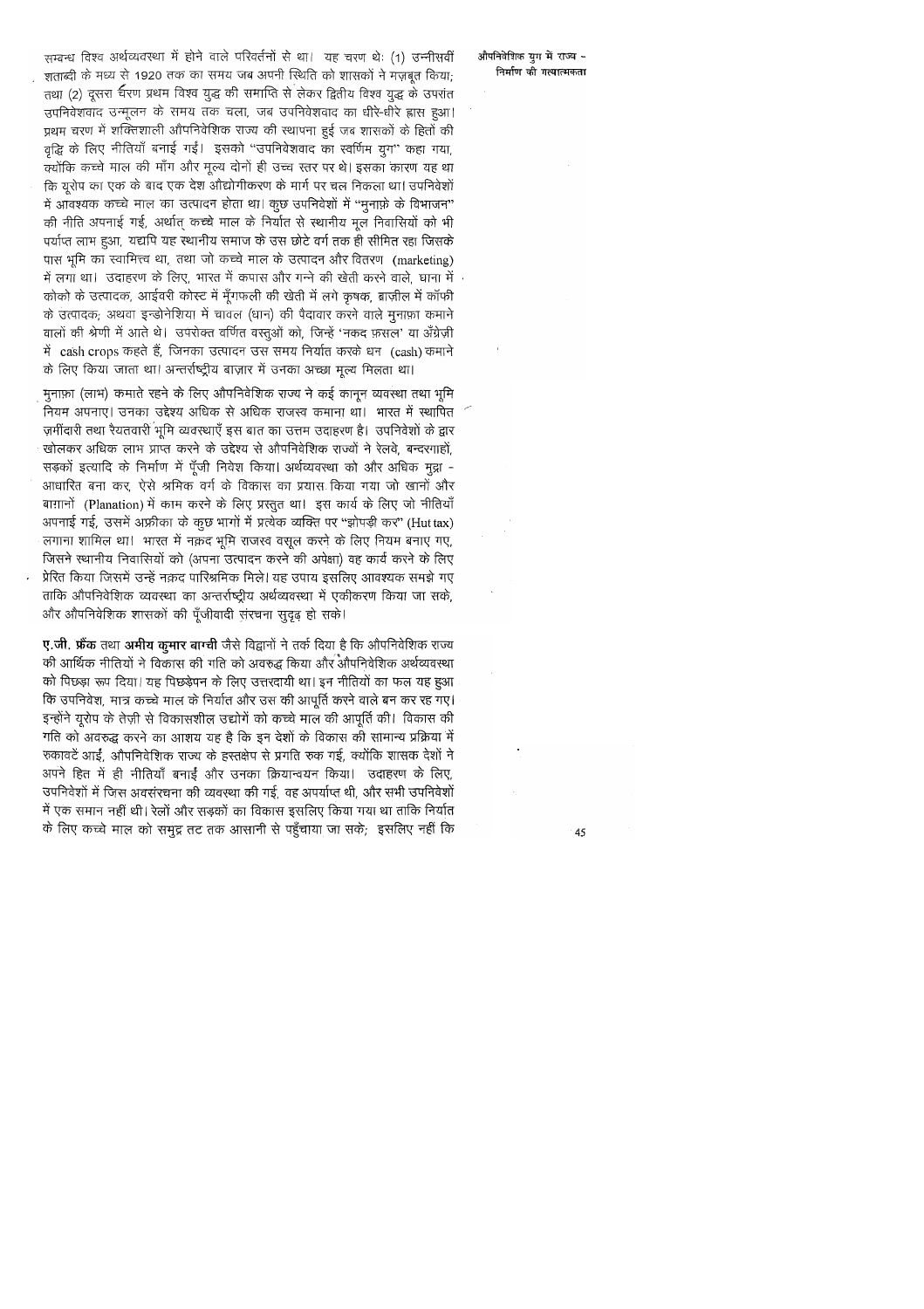सम्बन्ध विश्व अर्थव्यवस्था में होने वाले परिवर्तनों से था। यह चरण थेः (1) उन्नीसवीं शताब्दी के मध्य से 1920 तक का समय जब अपनी स्थिति को शासकों ने मज़बूत किया; तथा (2) दूसरा चरण प्रथम विश्व युद्ध की समाप्ति से लेकर द्वितीय विश्व युद्ध के उपरांत उपनिवेशवाद उन्मूलन के समय तक चला, जब उपनिवेशवाद का धीरे-धीरे ह्रास हुआ। प्रथम चरण में शक्तिशाली औपनिवेशिक राज्य की स्थापना हुई जब शासकों के हितों की वृद्धि के लिए नीतियाँ बनाई गईं। इसको "उपनिवेशवाद का स्वर्णिम युग" कहा गया, क्योंकि कच्चे माल की माँग और मूल्य दोनों ही उच्च स्तर पर थे। इसका कारण यह था कि यूरोप का एक के बाद एक देश औद्योगीकरण के मार्ग पर चल निकला था। उपनिवेशों में आवश्यक कच्चे माल का उत्पादन होता था। कुछ उपनिवेशों में "मुनाफ़े के विभाजन" की नीति अपनाई गई, अर्थात् कच्चे माल के निर्यात से स्थानीय मूल निवासियों को भी पर्याप्त लाभ हुआ, यद्यपि यह स्थानीय समाज के उस छोटे वर्ग तक ही सीमित रहा जिसके पास भूमि का स्वामित्त्व था, तथा जो कच्चे माल के उत्पादन और वितरण (marketing) में लगा था। उदाहरण के लिए, भारत में कपास और गन्ने की खेती करने वाले, घाना में कोको के उत्पादक, आईवरी कोस्ट में मूँगफली की खेती में लगे कृषक, ब्राज़ील में कॉफी के उत्पादक; अथवा इन्डोनेशिया में चावल (धान) की पैदावार करने वाले मुनाफ़ा कमाने वालों की श्रेणी में आते थे। उपरोक्त वर्णित वस्तुओं को, जिन्हें 'नकद फ़सल' या अँग्रेजी में cash crops कहते हैं, जिनका उत्पादन उस समय निर्यात करके धन (cash) कमाने के लिए किया जाता था। अन्तर्राष्ट्रीय बाज़ार में उनका अच्छा मूल्य मिलता था।

मुनाफ़ा (लाभ) कमाते रहने के लिए औपनिवेशिक राज्य ने कई कानून व्यवस्था तथा भूमि नियम अपनाए। उनका उद्देश्य अधिक से अधिक राजस्व कमाना था। भारत में स्थापित ज़मींदारी तथा रैयतवारी भूमि व्यवस्थाएँ इस बात का उत्तम उदाहरण है। उपनिवेशों के द्वार खोलकर अधिक लाभ प्राप्त करने के उद्देश्य से औपनिवेशिक राज्यों ने रेलवे, बन्दरगाहों, सड़कों इत्यादि के निर्माण में पूँजी निवेश किया। अर्थव्यवस्था को और अधिक मुद्रा - आधारित बना कर, ऐसे श्रमिक वर्ग के विकास का प्रयास किया गया जो खानों और बाग़ानों (Planation) में काम करने के लिए प्रस्तुत था। इस कार्य के लिए जो नीतियाँ अपनाई गई, उसमें अफ्रीका के कुछ भागों में प्रत्येक व्यक्ति पर "झोपड़ी कर" (Hut tax) लगाना शामिल था। भारत में नक़द भूमि राजस्व वसूल करने के लिए नियम बनाए गए, जिसने स्थानीय निवासियों को (अपना उत्पादन करने की अपेक्षा) वह कार्य करने के लिए प्रेरित किया जिसमें उन्हें नक़द पारिश्रमिक मिले। यह उपाय इसलिए आवश्यक समझे गए ताकि औपनिवेशिक व्यवस्था का अन्तर्राष्ट्रीय अर्थव्यवस्था में एकीकरण किया जा सके, और औपनिवेशिक शासकों की पूँजीवादी संरचना सुदृढ़ हो सके।

**ए.जी. फ्रैंक** तथा **अमीय कुमार बाग्ची** जैसे विद्वानों ने तर्क दिया है कि औपनिवेशिक राज्य की आर्थिक नीतियों ने विकास की गति को अवरुद्ध किया और औपनिवेशिक अर्थव्यवस्था को पिछड़ा रूप दिया। यह पिछड़ेपन के लिए उत्तरदायी था। इन नीतियों का फल यह हुआ कि उपनिवेश, मात्र कच्चे माल के निर्यात और उस की आपूर्ति करने वाले बन कर रह गए। इन्होंने यूरोप के तेज़ी से विकासशील उद्योगों को कच्चे माल की आपूर्ति की। विकास की गति को अवरुद्ध करने का आशय यह है कि इन देशों के विकास की सामान्य प्रक्रिया में रुकावटें आईं, औपनिवेशिक राज्य के हस्तक्षेप से प्रगति रुक गई, क्योंकि शासक देशों ने अपने हित में ही नीतियाँ बनाईं और उनका क्रियान्वयन किया। उदाहरण के लिए, उपनिवेशों में जिस अवसंरचना की व्यवस्था की गई, वह अपर्याप्त थी, और सभी उपनिवेशों में एक समान नहीं थी। रेलों और सड़कों का विकास इसलिए किया गया था ताकि निर्यात के लिए कच्चे माल को समुद्र तट तक आसानी से पहुँचाया जा सके; इसलिए नहीं कि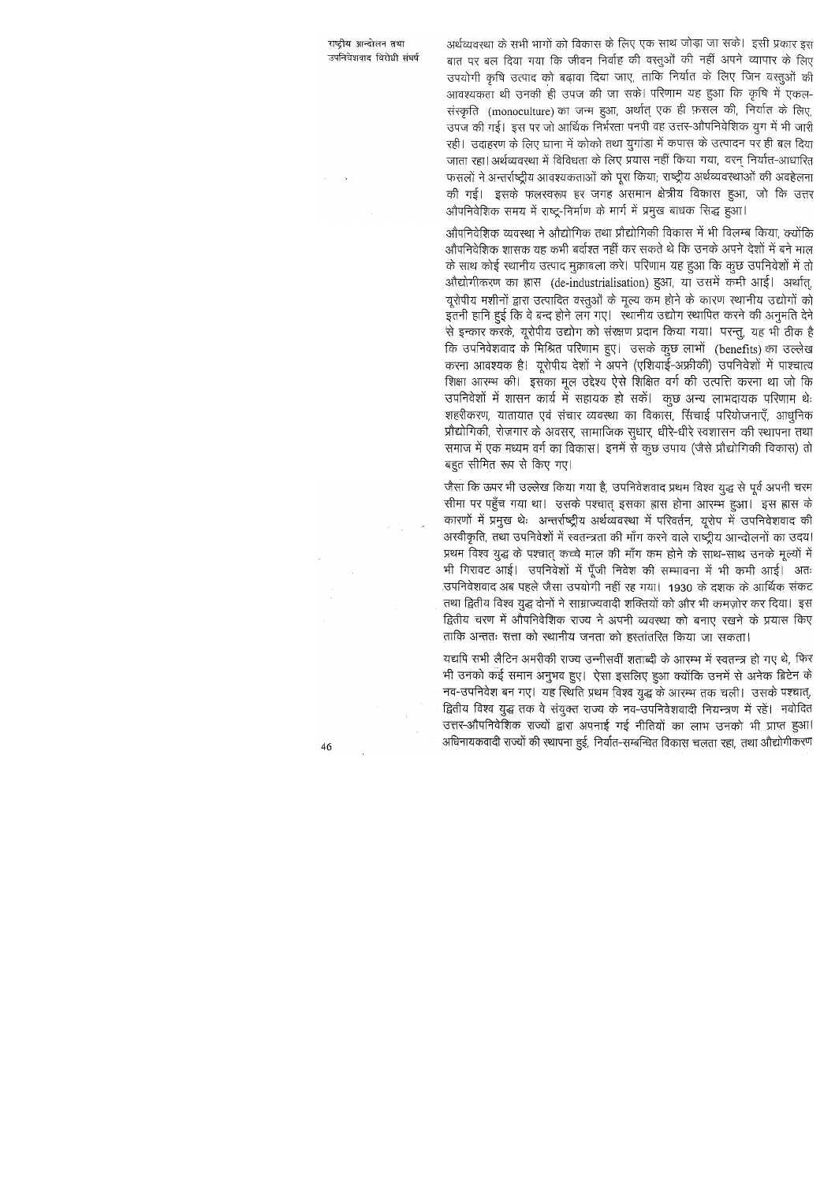अर्थव्यवस्था के सभी भागों को विकास के लिए एक साथ जोड़ा जा सके। इसी प्रकार इस बात पर बल दिया गया कि जीवन निर्वाह की वस्तुओं की नहीं अपने व्यापार के लिए उपयोगी कृषि उत्पाद को बढ़ावा दिया जाए, ताकि निर्यात के लिए जिन वस्तुओं की आवश्यकता थी उनकी ही उपज की जा सके। परिणाम यह हुआ कि कृषि में एकल-संस्कृति (monoculture) का जन्म हुआ, अर्थात् एक ही फ़सल की, निर्यात के लिए, उपज की गई। इस पर जो आर्थिक निर्भरता पनपी वह उत्तर-औपनिवेशिक युग में भी जारी रही। उदाहरण के लिए घाना में कोको तथा युगांडा में कपास के उत्पादन पर ही बल दिया जाता रहा। अर्थव्यवस्था में विविधता के लिए प्रयास नहीं किया गया, वरन् निर्यात-आधारित फसलों ने अन्तर्राष्ट्रीय आवश्यकताओं को पूरा किया; राष्ट्रीय अर्थव्यवस्थाओं की अवहेलना की गई। इसके फलस्वरूप हर जगह असमान क्षेत्रीय विकास हुआ, जो कि उत्तर औपनिवेशिक समय में राष्ट्र-निर्माण के मार्ग में प्रमुख बाधक सिद्ध हुआ।

औपनिवेशिक व्यवस्था ने औद्योगिक तथा प्रौद्योगिकी विकास में भी विलम्ब किया, क्योंकि औपनिवेशिक शासक यह कभी बर्दाश्त नहीं कर सकते थे कि उनके अपने देशों में बने माल के साथ कोई स्थानीय उत्पाद मुक़ाबला करे। परिणाम यह हुआ कि कुछ उपनिवेशों में तो औद्योगीकरण का ह्रास (de-industrialisation) हुआ, या उसमें कमी आई। अर्थात्, यूरोपीय मशीनों द्वारा उत्पादित वस्तुओं के मूल्य कम होने के कारण स्थानीय उद्योगों को इतनी हानि हुई कि वे बन्द होने लग गए। स्थानीय उद्योग स्थापित करने की अनुमति देने से इन्कार करके, यूरोपीय उद्योग को संरक्षण प्रदान किया गया। परन्तु, यह भी ठीक है कि उपनिवेशवाद के मिश्रित परिणाम हुए। उसके कुछ लाभों (benefits) का उल्लेख करना आवश्यक है। यूरोपीय देशों ने अपने (एशियाई-अफ्रीकी) उपनिवेशों में पाश्चात्य शिक्षा आरम्भ की। इसका मूल उद्देश्य ऐसे शिक्षित वर्ग की उत्पत्ति करना था जो कि उपनिवेशों में शासन कार्य में सहायक हो सकें। कुछ अन्य लाभदायक परिणाम थेः शहरीकरण, यातायात एवं संचार व्यवस्था का विकास, सिंचाई परियोजनाएँ, आधुनिक प्रौद्योगिकी, रोजगार के अवसर, सामाजिक सुधार, धीरे-धीरे स्वशासन की स्थापना तथा समाज में एक मध्यम वर्ग का विकास। इनमें से कुछ उपाय (जैसे प्रौद्योगिकी विकास) तो बहुत सीमित रूप से किए गए।

जैसा कि ऊपर भी उल्लेख किया गया है, उपनिवेशवाद प्रथम विश्व युद्ध से पूर्व अपनी चरम सीमा पर पहुँच गया था। उसके पश्चात् इसका ह्रास होना आरम्भ हुआ। इस ह्रास के कारणों में प्रमुख थेः अन्तर्राष्ट्रीय अर्थव्यवस्था में परिवर्तन, यूरोप में उपनिवेशवाद की अस्वीकृति, तथा उपनिवेशों में स्वतन्त्रता की माँग करने वाले राष्ट्रीय आन्दोलनों का उदय। प्रथम विश्व युद्ध के पश्चात् कच्चे माल की माँग कम होने के साथ-साथ उनके मूल्यों में भी गिरावट आई। उपनिवेशों में पूँजी निवेश की सम्भावना में भी कमी आई। अतः उपनिवेशवाद अब पहले जैसा उपयोगी नहीं रह गया। 1930 के दशक के आर्थिक संकट तथा द्वितीय विश्व युद्ध दोनों ने साम्राज्यवादी शक्तियों को और भी कमज़ोर कर दिया। इस द्वितीय चरण में औपनिवेशिक राज्य ने अपनी व्यवस्था को बनाए रखने के प्रयास किए ताकि अन्ततः सत्ता को स्थानीय जनता को हस्तांतरित किया जा सकता।

यद्यपि सभी लैटिन अमरीकी राज्य उन्नीसवीं शताब्दी के आरम्भ में स्वतन्त्र हो गए थे, फिर भी उनको कई समान अनुभव हुए। ऐसा इसलिए हुआ क्योंकि उनमें से अनेक ब्रिटेन के नव-उपनिवेश बन गए। यह स्थिति प्रथम विश्व युद्ध के आरम्भ तक चली। उसके पश्चात्, द्वितीय विश्व युद्ध तक वे संयुक्त राज्य के नव-उपनिवेशवादी नियन्त्रण में रहें। नवोदित उत्तर-औपनिवेशिक राज्यों द्वारा अपनाई गई नीतियों का लाभ उनको भी प्राप्त हुआ। अधिनायकवादी राज्यों की स्थापना हुई, निर्यात-सम्बन्धित विकास चलता रहा, तथा औद्योगीकरण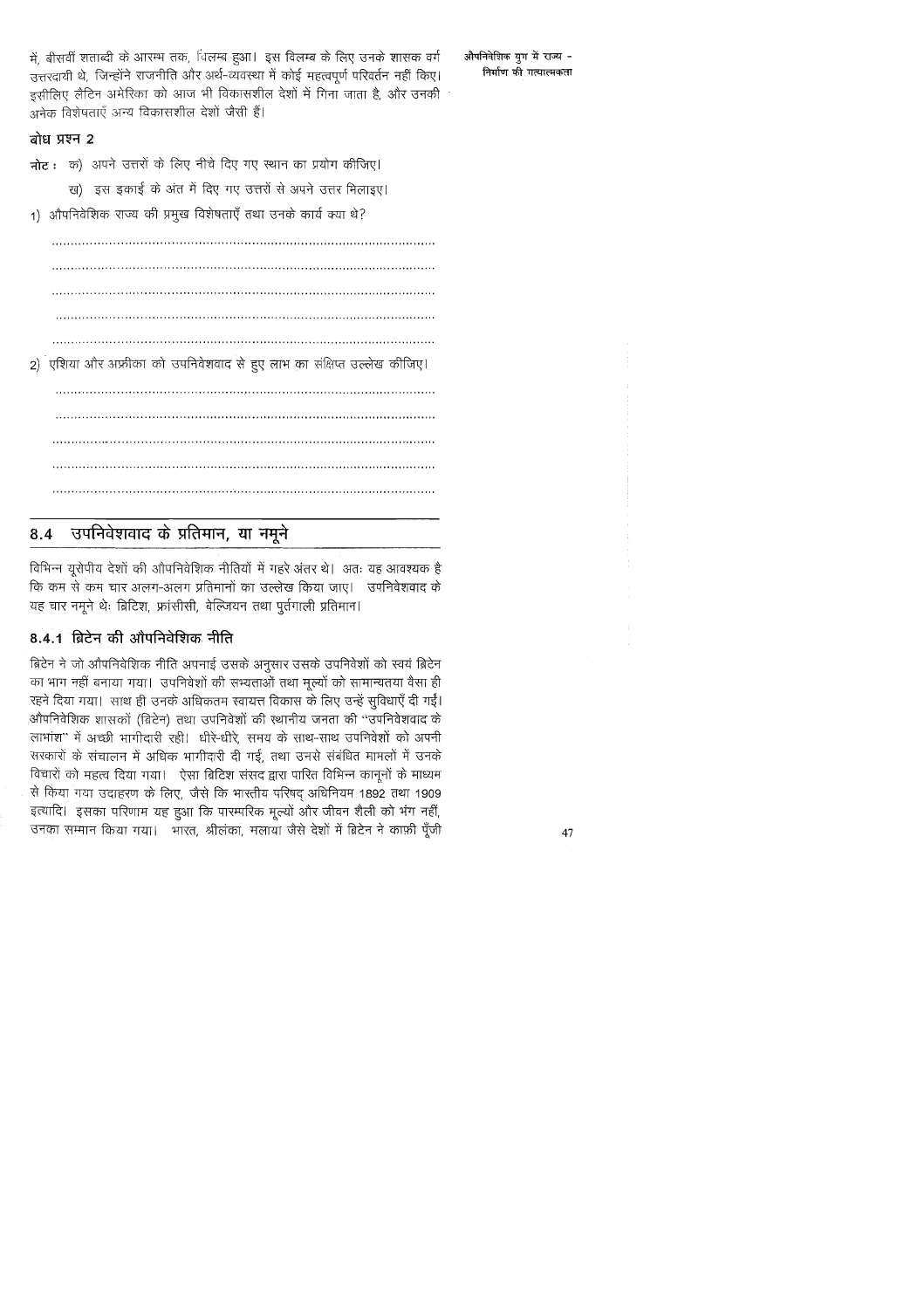में, बीसवीं शताब्दी के आरम्भ तक, विलम्ब हुआ। इस विलम्ब के लिए उनके शासक वर्ग उत्तरदायी थे, जिन्होंने राजनीति और अर्थ-व्यवस्था में कोई महत्वपूर्ण परिवर्तन नहीं किए। इसीलिए लैटिन अमेरिका को आज भी विकासशील देशों में गिना जाता है, और उनकी अनेक विशेषताएँ अन्य विकासशील देशों जैसी हैं।

### बोध प्रश्न 2

**नोट :** क) अपने उत्तरों के लिए नीचे दिए गए स्थान का प्रयोग कीजिए।

ख) इस इकाई के अंत में दिए गए उत्तरों से अपने उत्तर मिलाइए।

1) औपनिवेशिक राज्य की प्रमुख विशेषताएँ तथा उनके कार्य क्या थे?

..................................................................................................

..................................................................................................

..................................................................................................

..................................................................................................

..................................................................................................

2) एशिया और अफ्रीका को उपनिवेशवाद से हुए लाभ का संक्षिप्त उल्लेख कीजिए।

..................................................................................................

..................................................................................................

..................................................................................................

..................................................................................................

..................................................................................................

## 8.4 उपनिवेशवाद के प्रतिमान, या नमूने

विभिन्न यूरोपीय देशों की औपनिवेशिक नीतियों में गहरे अंतर थे। अतः यह आवश्यक है कि कम से कम चार अलग-अलग प्रतिमानों का उल्लेख किया जाए। उपनिवेशवाद के यह चार नमूने थेः ब्रिटिश, फ्रांसीसी, बेल्जियन तथा पुर्तगाली प्रतिमान।

### 8.4.1 ब्रिटेन की औपनिवेशिक नीति

ब्रिटेन ने जो औपनिवेशिक नीति अपनाई उसके अनुसार उसके उपनिवेशों को स्वयं ब्रिटेन का भाग नहीं बनाया गया। उपनिवेशों की सभ्यताओं तथा मूल्यों को सामान्यतया वैसा ही रहने दिया गया। साथ ही उनके अधिकतम स्वायत्त विकास के लिए उन्हें सुविधाएँ दी गईं। औपनिवेशिक शासकों (ब्रिटेन) तथा उपनिवेशों की स्थानीय जनता की "उपनिवेशवाद के लाभांश" में अच्छी भागीदारी रही। धीरे-धीरे, समय के साथ-साथ उपनिवेशों को अपनी सरकारों के संचालन में अधिक भागीदारी दी गई, तथा उनसे संबंधित मामलों में उनके विचारों को महत्व दिया गया। ऐसा ब्रिटिश संसद द्वारा पारित विभिन्न कानूनों के माध्यम से किया गया उदाहरण के लिए, जैसे कि भारतीय परिषद् अधिनियम 1892 तथा 1909 इत्यादि। इसका परिणाम यह हुआ कि पारम्परिक मूल्यों और जीवन शैली को भंग नहीं, उनका सम्मान किया गया। भारत, श्रीलंका, मलाया जैसे देशों में ब्रिटेन ने काफ़ी पूँजी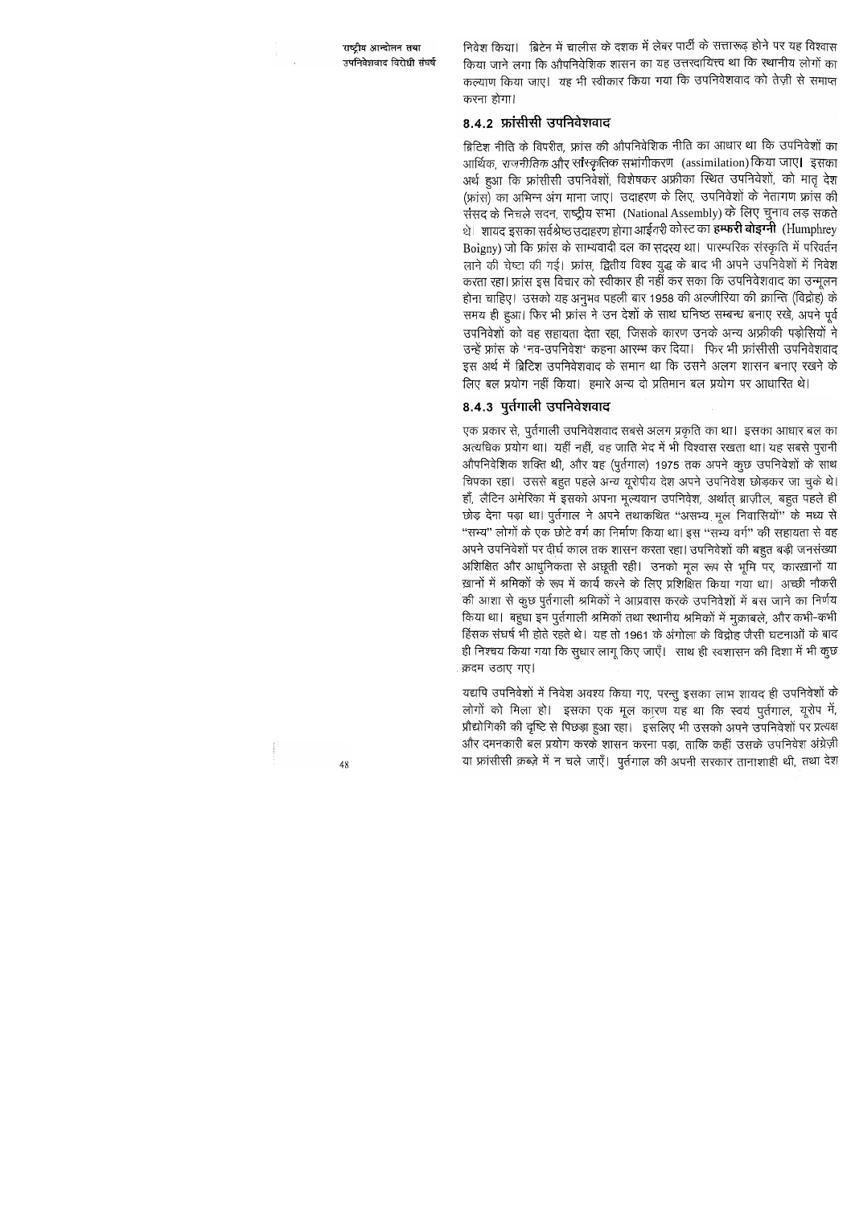निवेश किया। ब्रिटेन में चालीस के दशक में लेबर पार्टी के सत्तारूढ़ होने पर यह विश्वास किया जाने लगा कि औपनिवेशिक शासन का यह उत्तरदायित्व था कि स्थानीय लोगों का कल्याण किया जाए। यह भी स्वीकार किया गया कि उपनिवेशवाद को तेज़ी से समाप्त करना होगा।

### 8.4.2 फ्रांसीसी उपनिवेशवाद

ब्रिटिश नीति के विपरीत, फ्रांस की औपनिवेशिक नीति का आधार था कि उपनिवेशों का आर्थिक, राजनीतिक और सांस्कृतिक समांगीकरण (assimilation) किया जाए। इसका अर्थ हुआ कि फ्रांसीसी उपनिवेशों, विशेषकर अफ्रीका स्थित उपनिवेशों, को मातृ देश (फ्रांस) का अभिन्न अंग माना जाए। उदाहरण के लिए, उपनिवेशों के नेतागण फ्रांस की संसद के निचले सदन, राष्ट्रीय सभा (National Assembly) के लिए चुनाव लड़ सकते थे। शायद इसका सर्वश्रेष्ठ उदाहरण होगा आईवरी कोस्ट का **हम्फरी बोइग्नी** (Humphrey Boigny) जो कि फ्रांस के साम्यवादी दल का सदस्य था। पारम्परिक संस्कृति में परिवर्तन लाने की चेष्टा की गई। फ्रांस, द्वितीय विश्व युद्ध के बाद भी अपने उपनिवेशों में निवेश करता रहा। फ्रांस इस विचार को स्वीकार ही नहीं कर सका कि उपनिवेशवाद का उन्मूलन होना चाहिए। उसको यह अनुभव पहली बार 1958 की अल्जीरिया की क्रान्ति (विद्रोह) के समय ही हुआ। फिर भी फ्रांस ने उन देशों के साथ घनिष्ठ सम्बन्ध बनाए रखे, अपने पूर्व उपनिवेशों को वह सहायता देता रहा, जिसके कारण उनके अन्य अफ्रीकी पड़ोसियों ने उन्हें फ्रांस के 'नव-उपनिवेश' कहना आरम्भ कर दिया। फिर भी फ्रांसीसी उपनिवेशवाद इस अर्थ में ब्रिटिश उपनिवेशवाद के समान था कि उसने अलग शासन बनाए रखने के लिए बल प्रयोग नहीं किया। हमारे अन्य दो प्रतिमान बल प्रयोग पर आधारित थे।

### 8.4.3 पुर्तगाली उपनिवेशवाद

एक प्रकार से, पुर्तगाली उपनिवेशवाद सबसे अलग प्रकृति का था। इसका आधार बल का अत्यधिक प्रयोग था। यहीं नहीं, वह जाति भेद में भी विश्वास रखता था। यह सबसे पुरानी औपनिवेशिक शक्ति थी, और यह (पुर्तगाल) 1975 तक अपने कुछ उपनिवेशों के साथ चिपका रहा। उससे बहुत पहले अन्य यूरोपीय देश अपने उपनिवेश छोड़कर जा चुके थे। हाँ, लैटिन अमेरिका में इसको अपना मूल्यवान उपनिवेश, अर्थात् ब्राज़ील, बहुत पहले ही छोड़ देना पड़ा था। पुर्तगाल ने अपने तथाकथित "असभ्य मूल निवासियों" के मध्य से "सभ्य" लोगों के एक छोटे वर्ग का निर्माण किया था। इस "सभ्य वर्ग" की सहायता से वह अपने उपनिवेशों पर दीर्घ काल तक शासन करता रहा। उपनिवेशों की बहुत बड़ी जनसंख्या अशिक्षित और आधुनिकता से अछूती रही। उनको मूल रूप से भूमि पर, कारख़ानों या ख़ानों में श्रमिकों के रूप में कार्य करने के लिए प्रशिक्षित किया गया था। अच्छी नौकरी की आशा से कुछ पुर्तगाली श्रमिकों ने आप्रवास करके उपनिवेशों में बस जाने का निर्णय किया था। बहुधा इन पुर्तगाली श्रमिकों तथा स्थानीय श्रमिकों में मुक़ाबले, और कभी-कभी हिंसक संघर्ष भी होते रहते थे। यह तो 1961 के अंगोला के विद्रोह जैसी घटनाओं के बाद ही निश्चय किया गया कि सुधार लागू किए जाएँ। साथ ही स्वशासन की दिशा में भी कुछ क़दम उठाए गए।

यद्यपि उपनिवेशों में निवेश अवश्य किया गए, परन्तु इसका लाभ शायद ही उपनिवेशों के लोगों को मिला हो। इसका एक मूल कारण यह था कि स्वयं पुर्तगाल, यूरोप में, प्रौद्योगिकी की दृष्टि से पिछड़ा हुआ रहा। इसलिए भी उसको अपने उपनिवेशों पर प्रत्यक्ष और दमनकारी बल प्रयोग करके शासन करना पड़ा, ताकि कहीं उसके उपनिवेश अंग्रेज़ी या फ्रांसीसी क़ब्ज़े में न चले जाएँ। पुर्तगाल की अपनी सरकार तानाशाही थी, तथा देश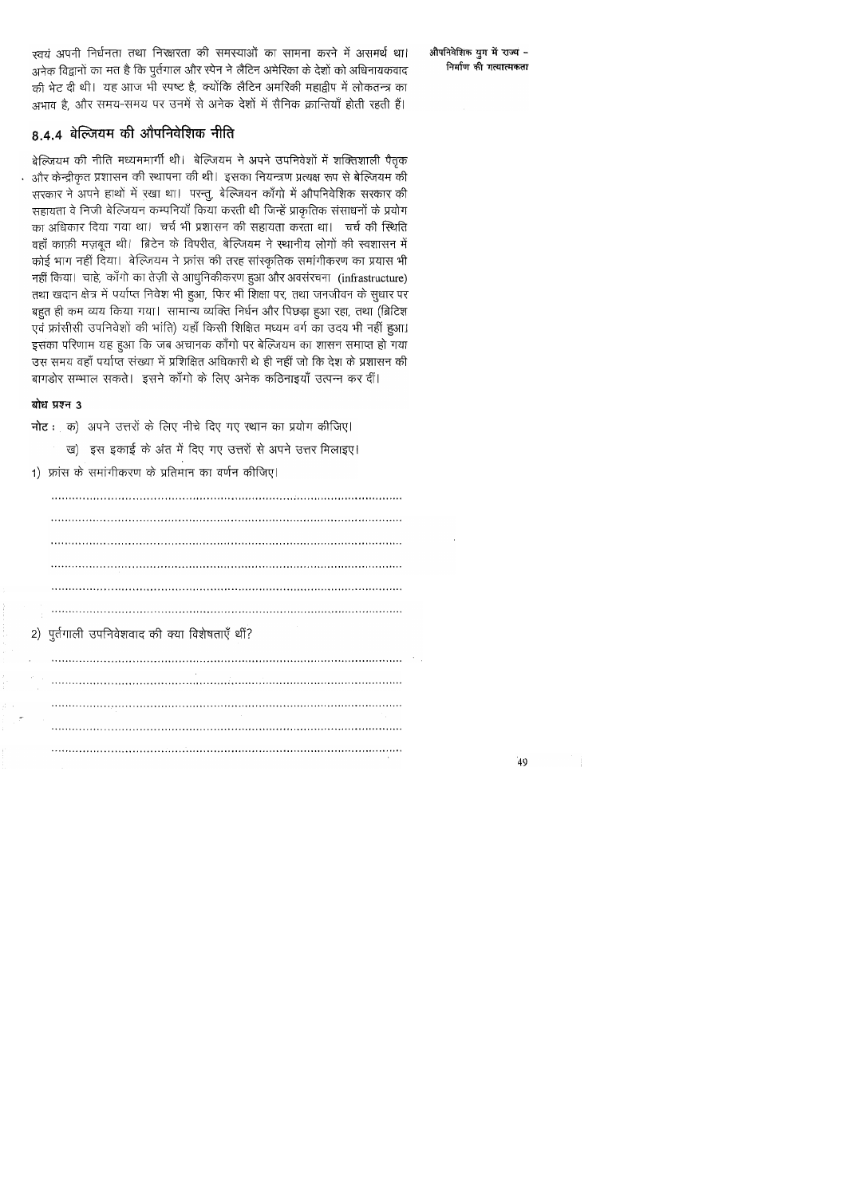स्वयं अपनी निर्धनता तथा निरक्षरता की समस्याओं का सामना करने में असमर्थ था। अनेक विद्वानों का मत है कि पुर्तगाल और स्पेन ने लैटिन अमेरिका के देशों को अधिनायकवाद की भेंट दी थी। यह आज भी स्पष्ट है, क्योंकि लैटिन अमरिकी महाद्वीप में लोकतन्त्र का अभाव है, और समय-समय पर उनमें से अनेक देशों में सैनिक क्रान्तियाँ होती रहती हैं।

## 8.4.4 बेल्जियम की औपनिवेशिक नीति

बेल्जियम की नीति मध्यममार्गी थी। बेल्जियम ने अपने उपनिवेशों में शक्तिशाली पैतृक और केन्द्रीकृत प्रशासन की स्थापना की थी। इसका नियन्त्रण प्रत्यक्ष रूप से बेल्जियम की सरकार ने अपने हाथों में रखा था। परन्तु, बेल्जियन काँगो में औपनिवेशिक सरकार की सहायता वे निजी बेल्जियन कम्पनियाँ किया करती थी जिन्हें प्राकृतिक संसाधनों के प्रयोग का अधिकार दिया गया था। चर्च भी प्रशासन की सहायता करता था। चर्च की स्थिति वहाँ काफ़ी मज़बूत थी। ब्रिटेन के विपरीत, बेल्जियम ने स्थानीय लोगों को स्वशासन में कोई भाग नहीं दिया। बेल्जियम ने फ्रांस की तरह सांस्कृतिक समांगीकरण का प्रयास भी नहीं किया। चाहे, काँगो का तेज़ी से आधुनिकीकरण हुआ और अवसंरचना (infrastructure) तथा खदान क्षेत्र में पर्याप्त निवेश भी हुआ, फिर भी शिक्षा पर, तथा जनजीवन के सुधार पर बहुत ही कम व्यय किया गया। सामान्य व्यक्ति निर्धन और पिछड़ा हुआ रहा, तथा (ब्रिटिश एवं फ्रांसीसी उपनिवेशों की भांति) यहाँ किसी शिक्षित मध्यम वर्ग का उदय भी नहीं हुआ। इसका परिणाम यह हुआ कि जब अचानक काँगो पर बेल्जियम का शासन समाप्त हो गया उस समय वहाँ पर्याप्त संख्या में प्रशिक्षित अधिकारी थे ही नहीं जो कि देश के प्रशासन की बागडोर सम्भाल सकते। इसने काँगो के लिए अनेक कठिनाइयाँ उत्पन्न कर दीं।

### बोध प्रश्न 3

**नोट :** क) अपने उत्तरों के लिए नीचे दिए गए स्थान का प्रयोग कीजिए।

ख) इस इकाई के अंत में दिए गए उत्तरों से अपने उत्तर मिलाइए।

1) फ्रांस के समांगीकरण के प्रतिमान का वर्णन कीजिए।

..............................................................................................

..............................................................................................

..............................................................................................

..............................................................................................

..............................................................................................

..............................................................................................

2) पुर्तगाली उपनिवेशवाद की क्या विशेषताएँ थीं?

..............................................................................................

..............................................................................................

..............................................................................................

..............................................................................................

..............................................................................................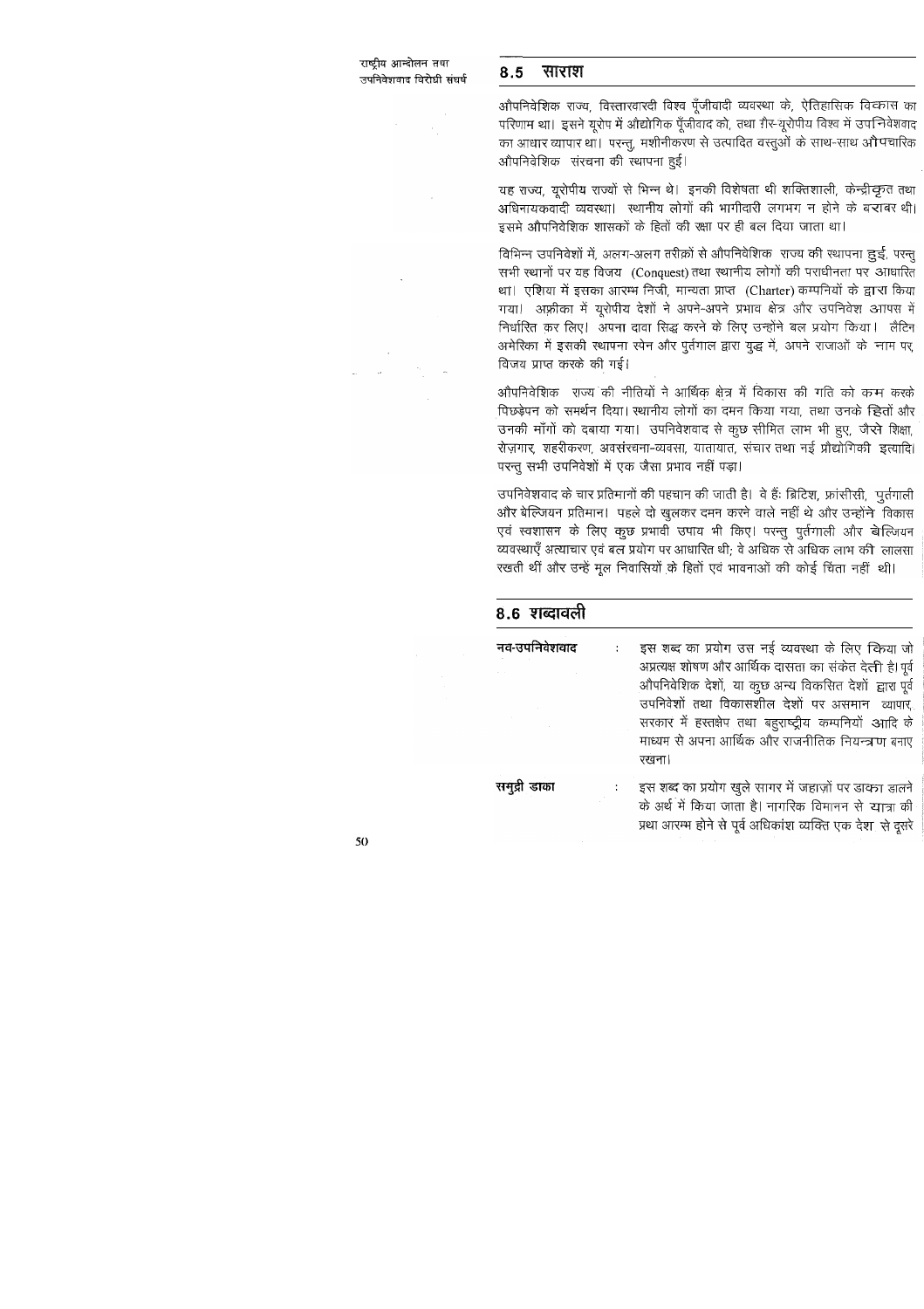## 8.5 साराश

औपनिवेशिक राज्य, विस्तारवादी विश्व पूँजीवादी व्यवस्था के, ऐतिहासिक विकास का परिणाम था। इसने यूरोप में औद्योगिक पूँजीवाद को, तथा ग़ैर-यूरोपीय विश्व में उपनिवेशवाद का आधार व्यापार था। परन्तु, मशीनीकरण से उत्पादित वस्तुओं के साथ-साथ औपचारिक औपनिवेशिक संरचना की स्थापना हुई।

यह राज्य, यूरोपीय राज्यों से भिन्न थे। इनकी विशेषता थी शक्तिशाली, केन्द्रीकृत तथा अधिनायकवादी व्यवस्था। स्थानीय लोगों की भागीदारी लगभग न होने के बराबर थी। इसमें औपनिवेशिक शासकों के हितों की रक्षा पर ही बल दिया जाता था।

विभिन्न उपनिवेशों में, अलग-अलग तरीक़ों से औपनिवेशिक राज्य की स्थापना हुई, परन्तु सभी स्थानों पर यह विजय (Conquest) तथा स्थानीय लोगों की पराधीनता पर आधारित था। एशिया में इसका आरम्भ निजी, मान्यता प्राप्त (Charter) कम्पनियों के द्वारा किया गया। अफ़्रीका में यूरोपीय देशों ने अपने-अपने प्रभाव क्षेत्र और उपनिवेश आपस में निर्धारित कर लिए। अपना दावा सिद्ध करने के लिए उन्होंने बल प्रयोग किया। लैटिन अमेरिका में इसकी स्थापना स्पेन और पुर्तगाल द्वारा युद्ध में, अपने राजाओं के नाम पर, विजय प्राप्त करके की गई।

औपनिवेशिक राज्य की नीतियों ने आर्थिक क्षेत्र में विकास की गति को कम करके पिछड़ेपन को समर्थन दिया। स्थानीय लोगों का दमन किया गया, तथा उनके हितों और उनकी माँगों को दबाया गया। उपनिवेशवाद से कुछ सीमित लाभ भी हुए, जैसे शिक्षा, रोज़गार, शहरीकरण, अवसंरचना-व्यवस्था, यातायात, संचार तथा नई प्रौद्योगिकी इत्यादि। परन्तु सभी उपनिवेशों में एक जैसा प्रभाव नहीं पड़ा।

उपनिवेशवाद के चार प्रतिमानों की पहचान की जाती है। वे हैं: ब्रिटिश, फ्रांसीसी, पुर्तगाली और बेल्जियन प्रतिमान। पहले दो खुलकर दमन करने वाले नहीं थे और उन्होंने विकास एवं स्वशासन के लिए कुछ प्रभावी उपाय भी किए। परन्तु पुर्तगाली और बेल्जियन व्यवस्थाएँ अत्याचार एवं बल प्रयोग पर आधारित थी; वे अधिक से अधिक लाभ की लालसा रखती थीं और उन्हें मूल निवासियों के हितों एवं भावनाओं की कोई चिंता नहीं थी।

## 8.6 शब्दावली

**नव-उपनिवेशवाद** : इस शब्द का प्रयोग उस नई व्यवस्था के लिए किया जो अप्रत्यक्ष शोषण और आर्थिक दासता का संकेत देती है। पूर्व औपनिवेशिक देशों, या कुछ अन्य विकसित देशों द्वारा पूर्व उपनिवेशों तथा विकासशील देशों पर असमान व्यापार, सरकार में हस्तक्षेप तथा बहुराष्ट्रीय कम्पनियों आदि के माध्यम से अपना आर्थिक और राजनीतिक नियन्त्रण बनाए रखना।

**समुद्री डाका** : इस शब्द का प्रयोग खुले सागर में जहाज़ों पर डाका डालने के अर्थ में किया जाता है। नागरिक विमानन से यात्रा की प्रथा आरम्भ होने से पूर्व अधिकांश व्यक्ति एक देश से दूसरे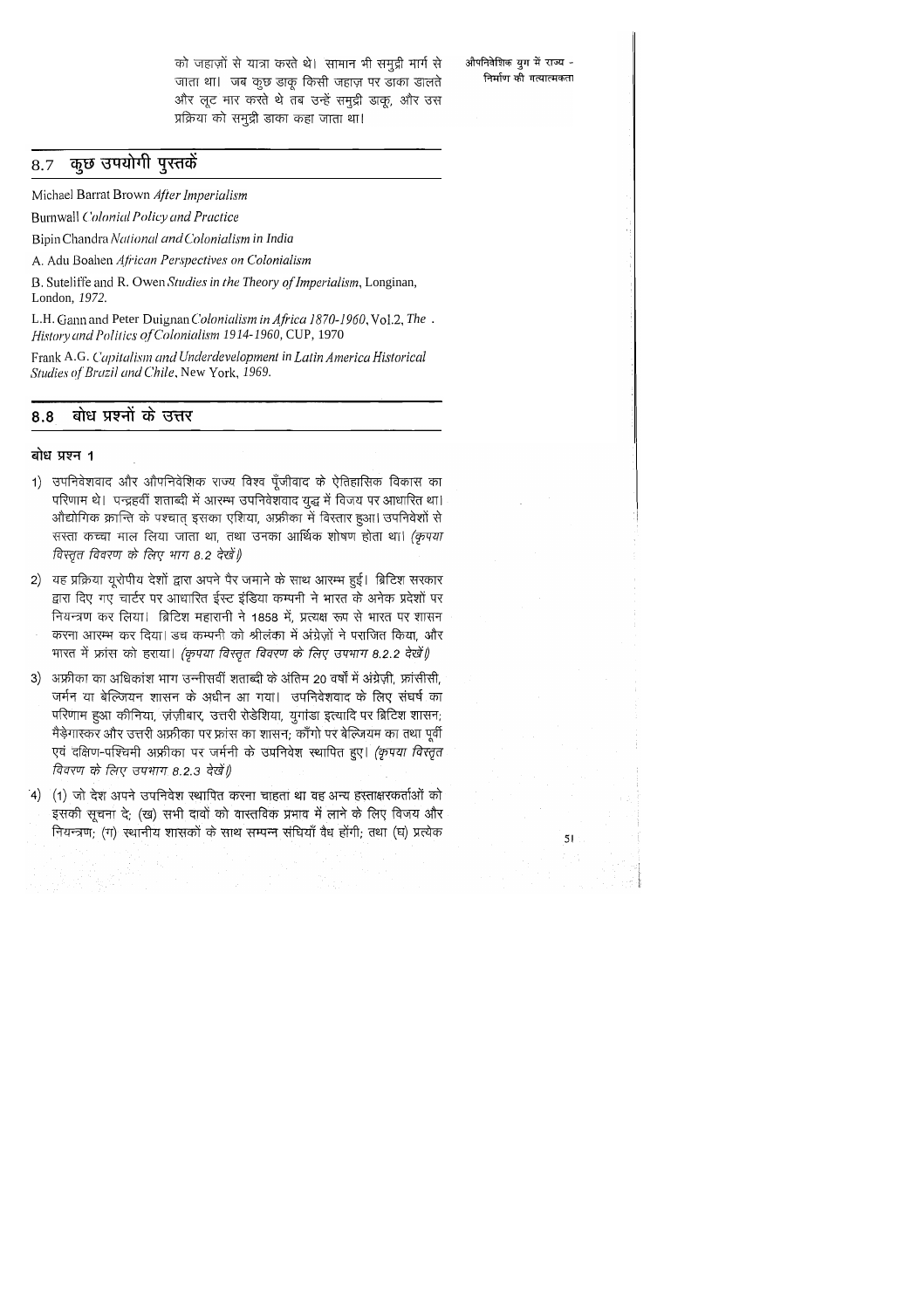को जहाज़ों से यात्रा करते थे। सामान भी समुद्री मार्ग से जाता था। जब कुछ डाकू किसी जहाज़ पर डाका डालते और लूट मार करते थे तब उन्हें समुद्री डाकू, और उस प्रक्रिया को समुद्री डाका कहा जाता था।

## 8.7 कुछ उपयोगी पुस्तकें

Michael Barrat Brown *After Imperialism*

Burnwall *Colonial Policy and Practice*

Bipin Chandra *National and Colonialism in India*

A. Adu Boahen *African Perspectives on Colonialism*

B. Suteliffe and R. Owen *Studies in the Theory of Imperialism*, Longinan, London, *1972*.

L.H. Gann and Peter Duignan *Colonialism in Africa 1870-1960*, Vol.2, *The . History and Politics of Colonialism 1914-1960*, CUP, 1970

Frank A.G. *Capitalism and Underdevelopment in Latin America Historical Studies of Brazil and Chile*, New York, *1969*.

## 8.8 बोध प्रश्नों के उत्तर

### बोध प्रश्न 1

1) उपनिवेशवाद और औपनिवेशिक राज्य विश्व पूँजीवाद के ऐतिहासिक विकास का परिणाम थे। पन्द्रहवीं शताब्दी में आरम्भ उपनिवेशवाद युद्ध में विजय पर आधारित था। औद्योगिक क्रान्ति के पश्चात् इसका एशिया, अफ्रीका में विस्तार हुआ। उपनिवेशों से सस्ता कच्चा माल लिया जाता था, तथा उनका आर्थिक शोषण होता था। *(कृपया विस्तृत विवरण के लिए भाग 8.2 देखें।)*

2) यह प्रक्रिया यूरोपीय देशों द्वारा अपने पैर जमाने के साथ आरम्भ हुई। ब्रिटिश सरकार द्वारा दिए गए चार्टर पर आधारित ईस्ट इंडिया कम्पनी ने भारत के अनेक प्रदेशों पर नियन्त्रण कर लिया। ब्रिटिश महारानी ने 1858 में, प्रत्यक्ष रूप से भारत पर शासन करना आरम्भ कर दिया। डच कम्पनी को श्रीलंका में अंग्रेज़ों ने पराजित किया, और भारत में फ्रांस को हराया। *(कृपया विस्तृत विवरण के लिए उपभाग 8.2.2 देखें।)*

3) अफ्रीका का अधिकांश भाग उन्नीसवीं शताब्दी के अंतिम 20 वर्षों में अंग्रेज़ी, फ्रांसीसी, जर्मन या बेल्जियन शासन के अधीन आ गया। उपनिवेशवाद के लिए संघर्ष का परिणाम हुआ कीनिया, ज़ंज़ीबार, उत्तरी रोडेशिया, युगांडा इत्यादि पर ब्रिटिश शासन; मैड़ेगास्कर और उत्तरी अफ्रीका पर फ्रांस का शासन; काँगो पर बेल्जियम का तथा पूर्वी एवं दक्षिण-पश्चिमी अफ्रीका पर जर्मनी के उपनिवेश स्थापित हुए। *(कृपया विस्तृत विवरण के लिए उपभाग 8.2.3 देखें।)*

4) (1) जो देश अपने उपनिवेश स्थापित करना चाहता था वह अन्य हस्ताक्षरकर्ताओं को इसकी सूचना दे; (ख) सभी दावों को वास्तविक प्रभाव में लाने के लिए विजय और नियन्त्रण; (ग) स्थानीय शासकों के साथ सम्पन्न संधियाँ वैध होंगी; तथा (घ) प्रत्येक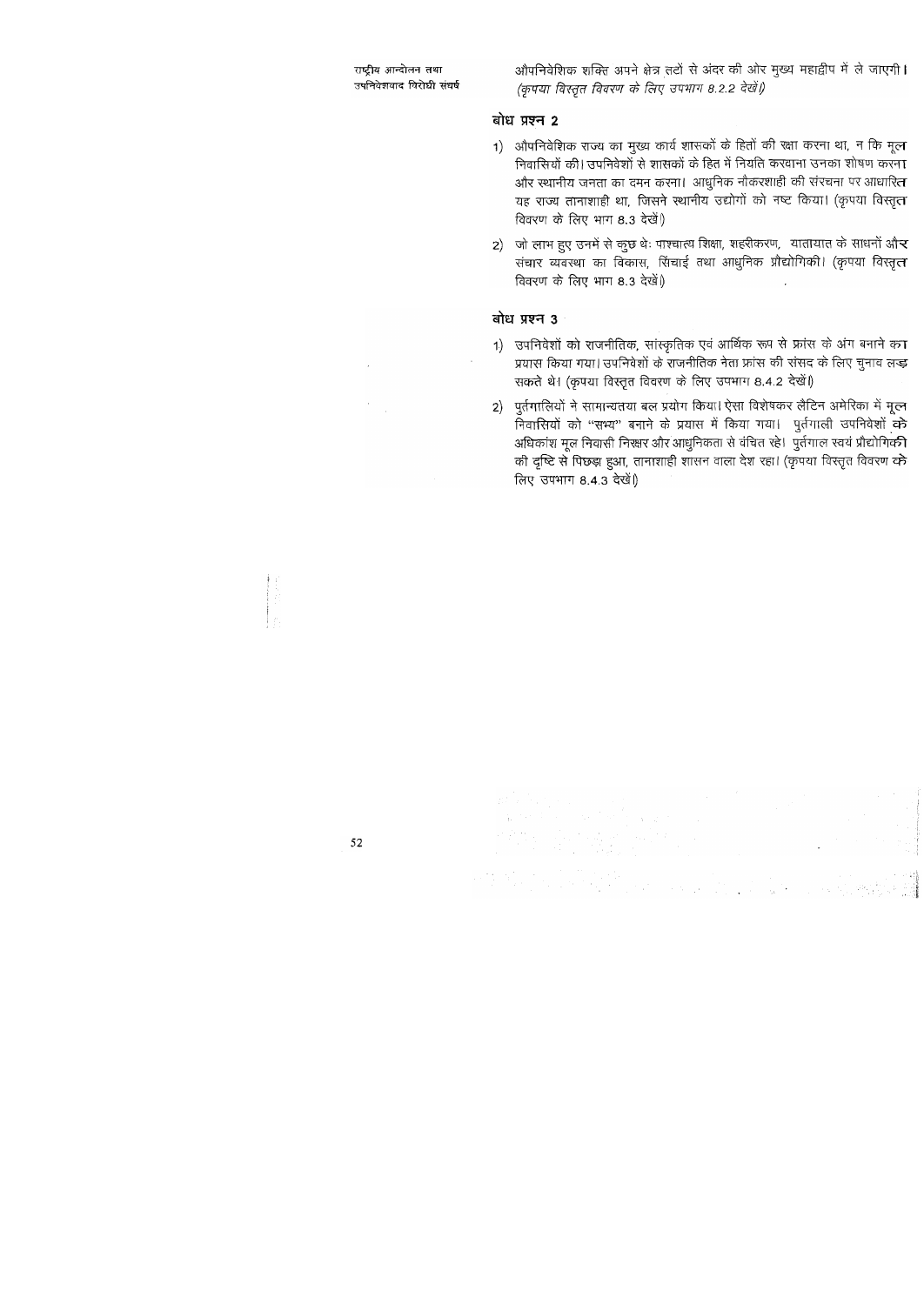औपनिवेशिक शक्ति अपने क्षेत्र तटों से अंदर की ओर मुख्य महाद्वीप में ले जाएगी। *(कृपया विस्तृत विवरण के लिए उपभाग 8.2.2 देखें।)*

### बोध प्रश्न 2

1) औपनिवेशिक राज्य का मुख्य कार्य शासकों के हितों की रक्षा करना था, न कि मूल निवासियों की। उपनिवेशों से शासकों के हित में निर्यात करवाना उनका शोषण करना और स्थानीय जनता का दमन करना। आधुनिक नौकरशाही की संरचना पर आधारित यह राज्य तानाशाही था, जिसने स्थानीय उद्योगों को नष्ट किया। (कृपया विस्तृत विवरण के लिए भाग 8.3 देखें।)

2) जो लाभ हुए उनमें से कुछ थेः पाश्चात्य शिक्षा, शहरीकरण, यातायात के साधनों और संचार व्यवस्था का विकास, सिंचाई तथा आधुनिक प्रौद्योगिकी। (कृपया विस्तृत विवरण के लिए भाग 8.3 देखें।)

### बोध प्रश्न 3

1) उपनिवेशों को राजनीतिक, सांस्कृतिक एवं आर्थिक रूप से फ्रांस के अंग बनाने का प्रयास किया गया। उपनिवेशों के राजनीतिक नेता फ्रांस की संसद के लिए चुनाव लड़ सकते थे। (कृपया विस्तृत विवरण के लिए उपभाग 8.4.2 देखें।)

2) पुर्तगालियों ने सामान्यतया बल प्रयोग किया। ऐसा विशेषकर लैटिन अमेरिका में मूल निवासियों को "सभ्य" बनाने के प्रयास में किया गया। पुर्तगाली उपनिवेशों के अधिकांश मूल निवासी निरक्षर और आधुनिकता से वंचित रहे। पुर्तगाल स्वयं प्रौद्योगिकी की दृष्टि से पिछड़ा हुआ, तानाशाही शासन वाला देश रहा। (कृपया विस्तृत विवरण के लिए उपभाग 8.4.3 देखें।)